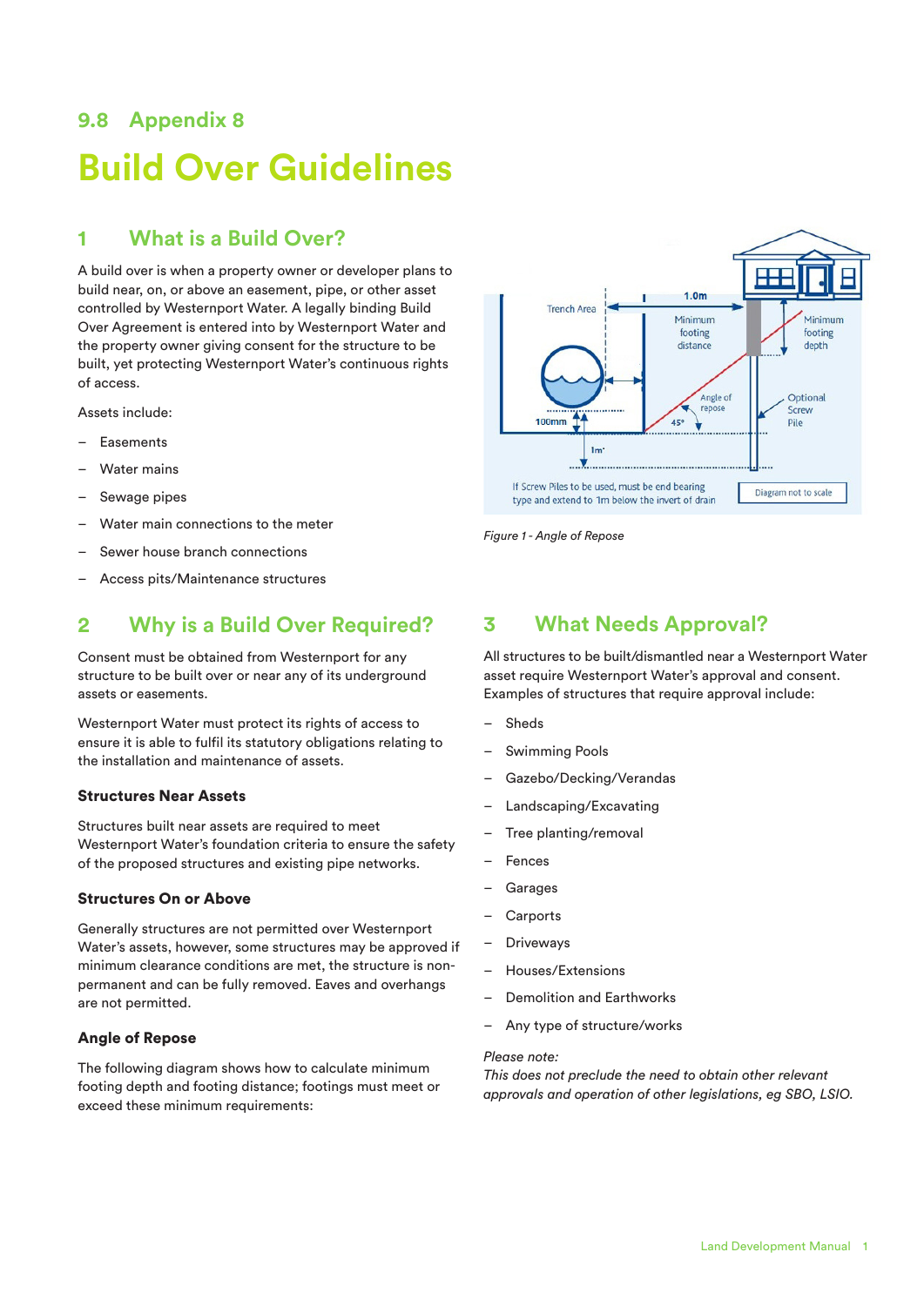## 9.8 Appendix 8

# Build Over Guidelines

## 1 What is a Build Over?

A build over is when a property owner or developer plans to build near, on, or above an easement, pipe, or other asset controlled by Westernport Water. A legally binding Build Over Agreement is entered into by Westernport Water and the property owner giving consent for the structure to be built, yet protecting Westernport Water's continuous rights of access.

Assets include:

- Easements
- Water mains
- Sewage pipes
- Water main connections to the meter
- Sewer house branch connections
- Access pits/Maintenance structures

*Figure 1 - Angle of Repose*

## 2 Why is a Build Over Required?

Consent must be obtained from Westernport for any structure to be built over or near any of its underground assets or easements.

Westernport Water must protect its rights of access to ensure it is able to fulfil its statutory obligations relating to the installation and maintenance of assets.

### Structures Near Assets

Structures built near assets are required to meet Westernport Water's foundation criteria to ensure the safety of the proposed structures and existing pipe networks.

### Structures On or Above

Generally structures are not permitted over Westernport Water's assets, however, some structures may be approved if minimum clearance conditions are met, the structure is non-permanent and can be fully removed. Eaves and overhangs are not permitted.

### Angle of Repose

The following diagram shows how to calculate minimum footing depth and footing distance; footings must meet or exceed these minimum requirements:

## 3 What Needs Approval?

All structures to be built/dismantled near a Westernport Water asset require Westernport Water's approval and consent. Examples of structures that require approval include:

- Sheds
- Swimming Pools
- Gazebo/Decking/Verandas
- Landscaping/Excavating
- Tree planting/removal
- Fences
- Garages
- Carports
- Driveways
- Houses/Extensions
- Demolition and Earthworks
- Any type of structure/works

*Please note:*
*This does not preclude the need to obtain other relevant approvals and operation of other legislations, eg SBO, LSIO.*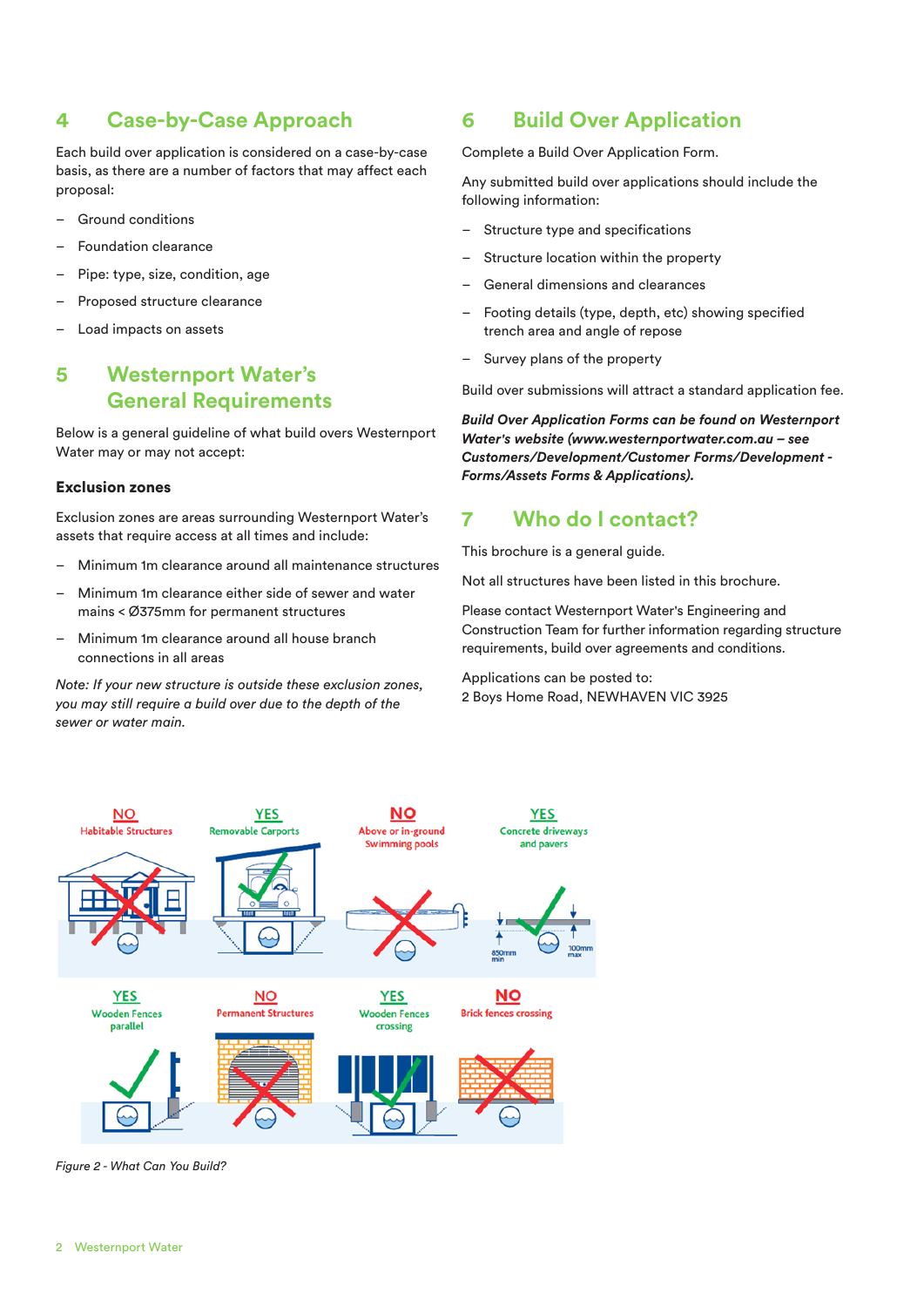## 4 Case-by-Case Approach

Each build over application is considered on a case-by-case basis, as there are a number of factors that may affect each proposal:

- Ground conditions
- Foundation clearance
- Pipe: type, size, condition, age
- Proposed structure clearance
- Load impacts on assets

## 5 Westernport Water's General Requirements

Below is a general guideline of what build overs Westernport Water may or may not accept:

### Exclusion zones

Exclusion zones are areas surrounding Westernport Water's assets that require access at all times and include:

- Minimum 1m clearance around all maintenance structures
- Minimum 1m clearance either side of sewer and water mains < Ø375mm for permanent structures
- Minimum 1m clearance around all house branch connections in all areas

*Note: If your new structure is outside these exclusion zones, you may still require a build over due to the depth of the sewer or water main.*

## 6 Build Over Application

Complete a Build Over Application Form.

Any submitted build over applications should include the following information:

- Structure type and specifications
- Structure location within the property
- General dimensions and clearances
- Footing details (type, depth, etc) showing specified trench area and angle of repose
- Survey plans of the property

Build over submissions will attract a standard application fee.

***Build Over Application Forms can be found on Westernport Water's website (www.westernportwater.com.au – see Customers/Development/Customer Forms/Development - Forms/Assets Forms & Applications).***

## 7 Who do I contact?

This brochure is a general guide.

Not all structures have been listed in this brochure.

Please contact Westernport Water's Engineering and Construction Team for further information regarding structure requirements, build over agreements and conditions.

Applications can be posted to:
2 Boys Home Road, NEWHAVEN VIC 3925

NO
Habitable Structures

YES
Removable Carports

NO
Above or in-ground Swimming pools

YES
Concrete driveways and pavers

650mm min

100mm max

YES
Wooden Fences parallel

NO
Permanent Structures

YES
Wooden Fences crossing

NO
Brick fences crossing

*Figure 2 - What Can You Build?*